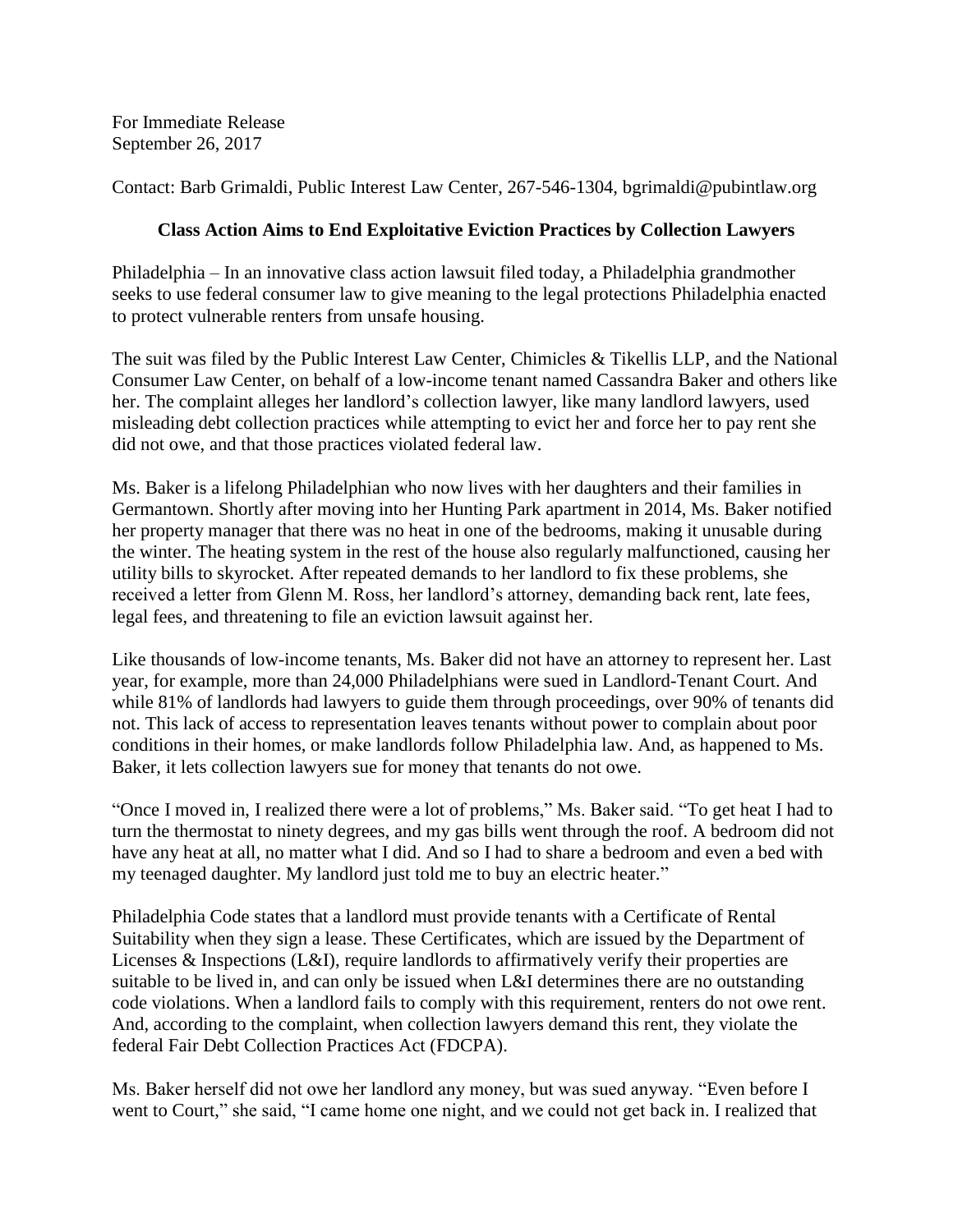For Immediate Release
September 26, 2017

Contact: Barb Grimaldi, Public Interest Law Center, 267-546-1304, bgrimaldi@pubintlaw.org

**Class Action Aims to End Exploitative Eviction Practices by Collection Lawyers**

Philadelphia – In an innovative class action lawsuit filed today, a Philadelphia grandmother seeks to use federal consumer law to give meaning to the legal protections Philadelphia enacted to protect vulnerable renters from unsafe housing.

The suit was filed by the Public Interest Law Center, Chimicles & Tikellis LLP, and the National Consumer Law Center, on behalf of a low-income tenant named Cassandra Baker and others like her. The complaint alleges her landlord's collection lawyer, like many landlord lawyers, used misleading debt collection practices while attempting to evict her and force her to pay rent she did not owe, and that those practices violated federal law.

Ms. Baker is a lifelong Philadelphian who now lives with her daughters and their families in Germantown. Shortly after moving into her Hunting Park apartment in 2014, Ms. Baker notified her property manager that there was no heat in one of the bedrooms, making it unusable during the winter. The heating system in the rest of the house also regularly malfunctioned, causing her utility bills to skyrocket. After repeated demands to her landlord to fix these problems, she received a letter from Glenn M. Ross, her landlord's attorney, demanding back rent, late fees, legal fees, and threatening to file an eviction lawsuit against her.

Like thousands of low-income tenants, Ms. Baker did not have an attorney to represent her. Last year, for example, more than 24,000 Philadelphians were sued in Landlord-Tenant Court. And while 81% of landlords had lawyers to guide them through proceedings, over 90% of tenants did not. This lack of access to representation leaves tenants without power to complain about poor conditions in their homes, or make landlords follow Philadelphia law. And, as happened to Ms. Baker, it lets collection lawyers sue for money that tenants do not owe.

"Once I moved in, I realized there were a lot of problems," Ms. Baker said. "To get heat I had to turn the thermostat to ninety degrees, and my gas bills went through the roof. A bedroom did not have any heat at all, no matter what I did. And so I had to share a bedroom and even a bed with my teenaged daughter. My landlord just told me to buy an electric heater."

Philadelphia Code states that a landlord must provide tenants with a Certificate of Rental Suitability when they sign a lease. These Certificates, which are issued by the Department of Licenses & Inspections (L&I), require landlords to affirmatively verify their properties are suitable to be lived in, and can only be issued when L&I determines there are no outstanding code violations. When a landlord fails to comply with this requirement, renters do not owe rent. And, according to the complaint, when collection lawyers demand this rent, they violate the federal Fair Debt Collection Practices Act (FDCPA).

Ms. Baker herself did not owe her landlord any money, but was sued anyway. "Even before I went to Court," she said, "I came home one night, and we could not get back in. I realized that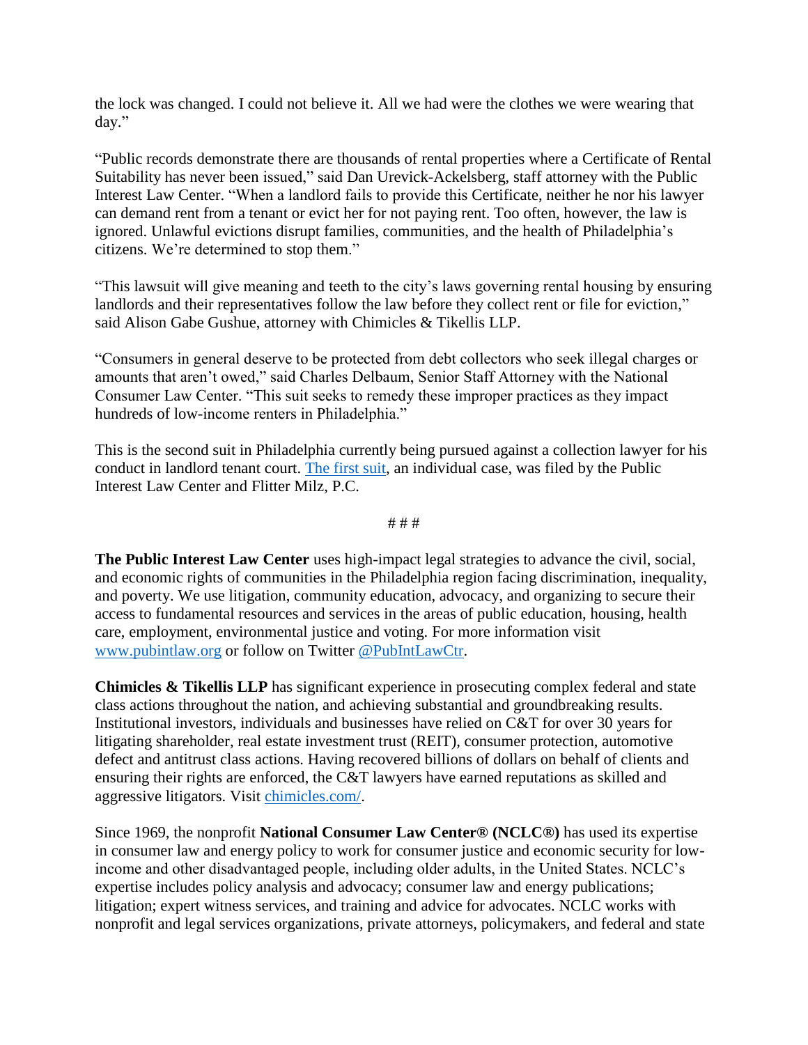the lock was changed. I could not believe it. All we had were the clothes we were wearing that day."

"Public records demonstrate there are thousands of rental properties where a Certificate of Rental Suitability has never been issued," said Dan Urevick-Ackelsberg, staff attorney with the Public Interest Law Center. "When a landlord fails to provide this Certificate, neither he nor his lawyer can demand rent from a tenant or evict her for not paying rent. Too often, however, the law is ignored. Unlawful evictions disrupt families, communities, and the health of Philadelphia's citizens. We're determined to stop them."

"This lawsuit will give meaning and teeth to the city's laws governing rental housing by ensuring landlords and their representatives follow the law before they collect rent or file for eviction," said Alison Gabe Gushue, attorney with Chimicles & Tikellis LLP.

"Consumers in general deserve to be protected from debt collectors who seek illegal charges or amounts that aren't owed," said Charles Delbaum, Senior Staff Attorney with the National Consumer Law Center. "This suit seeks to remedy these improper practices as they impact hundreds of low-income renters in Philadelphia."

This is the second suit in Philadelphia currently being pursued against a collection lawyer for his conduct in landlord tenant court. The first suit, an individual case, was filed by the Public Interest Law Center and Flitter Milz, P.C.

# # #

**The Public Interest Law Center** uses high-impact legal strategies to advance the civil, social, and economic rights of communities in the Philadelphia region facing discrimination, inequality, and poverty. We use litigation, community education, advocacy, and organizing to secure their access to fundamental resources and services in the areas of public education, housing, health care, employment, environmental justice and voting. For more information visit www.pubintlaw.org or follow on Twitter @PubIntLawCtr.

**Chimicles & Tikellis LLP** has significant experience in prosecuting complex federal and state class actions throughout the nation, and achieving substantial and groundbreaking results. Institutional investors, individuals and businesses have relied on C&T for over 30 years for litigating shareholder, real estate investment trust (REIT), consumer protection, automotive defect and antitrust class actions. Having recovered billions of dollars on behalf of clients and ensuring their rights are enforced, the C&T lawyers have earned reputations as skilled and aggressive litigators. Visit chimicles.com/.

Since 1969, the nonprofit **National Consumer Law Center® (NCLC®)** has used its expertise in consumer law and energy policy to work for consumer justice and economic security for low-income and other disadvantaged people, including older adults, in the United States. NCLC's expertise includes policy analysis and advocacy; consumer law and energy publications; litigation; expert witness services, and training and advice for advocates. NCLC works with nonprofit and legal services organizations, private attorneys, policymakers, and federal and state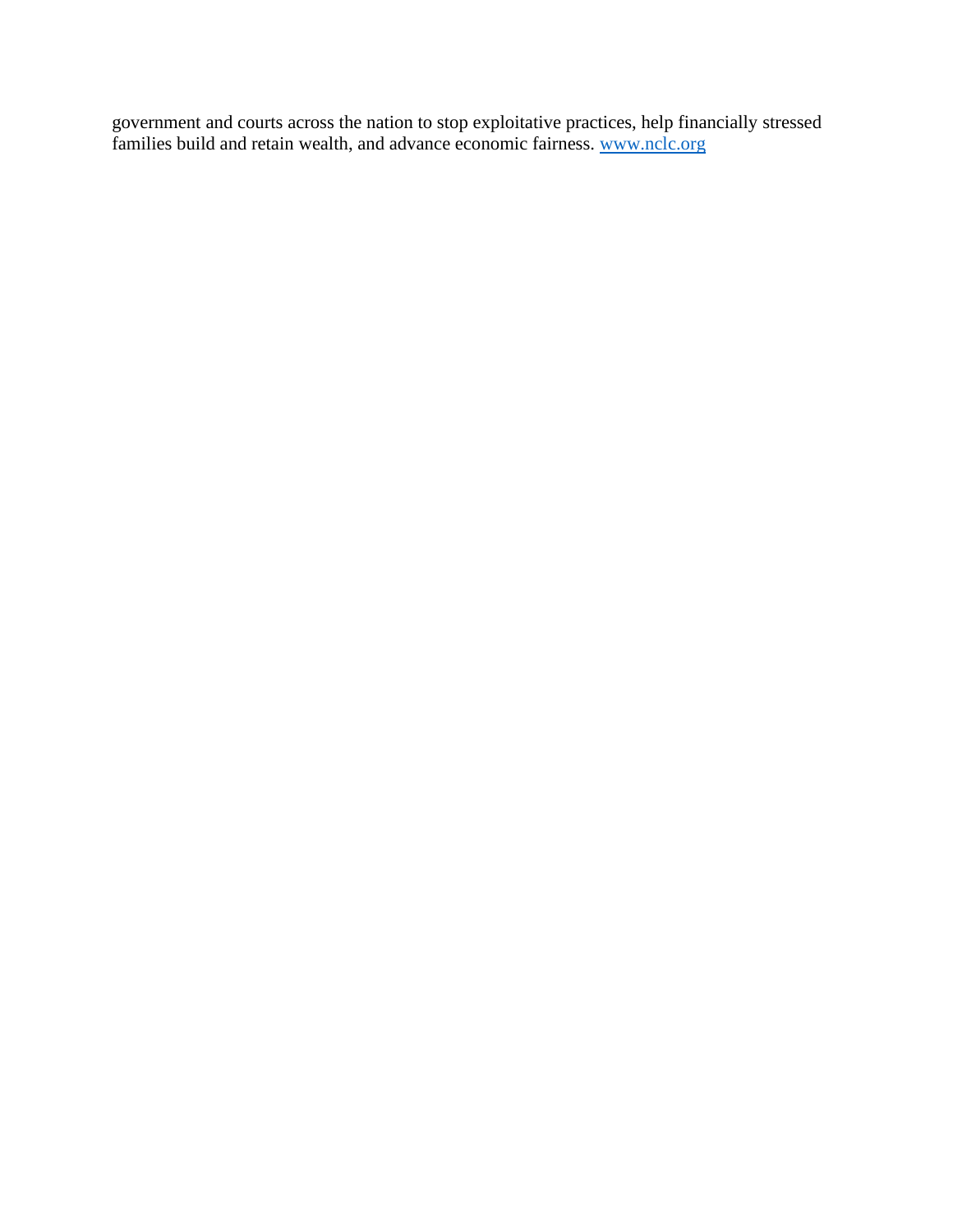government and courts across the nation to stop exploitative practices, help financially stressed families build and retain wealth, and advance economic fairness. [www.nclc.org](http://www.nclc.org)